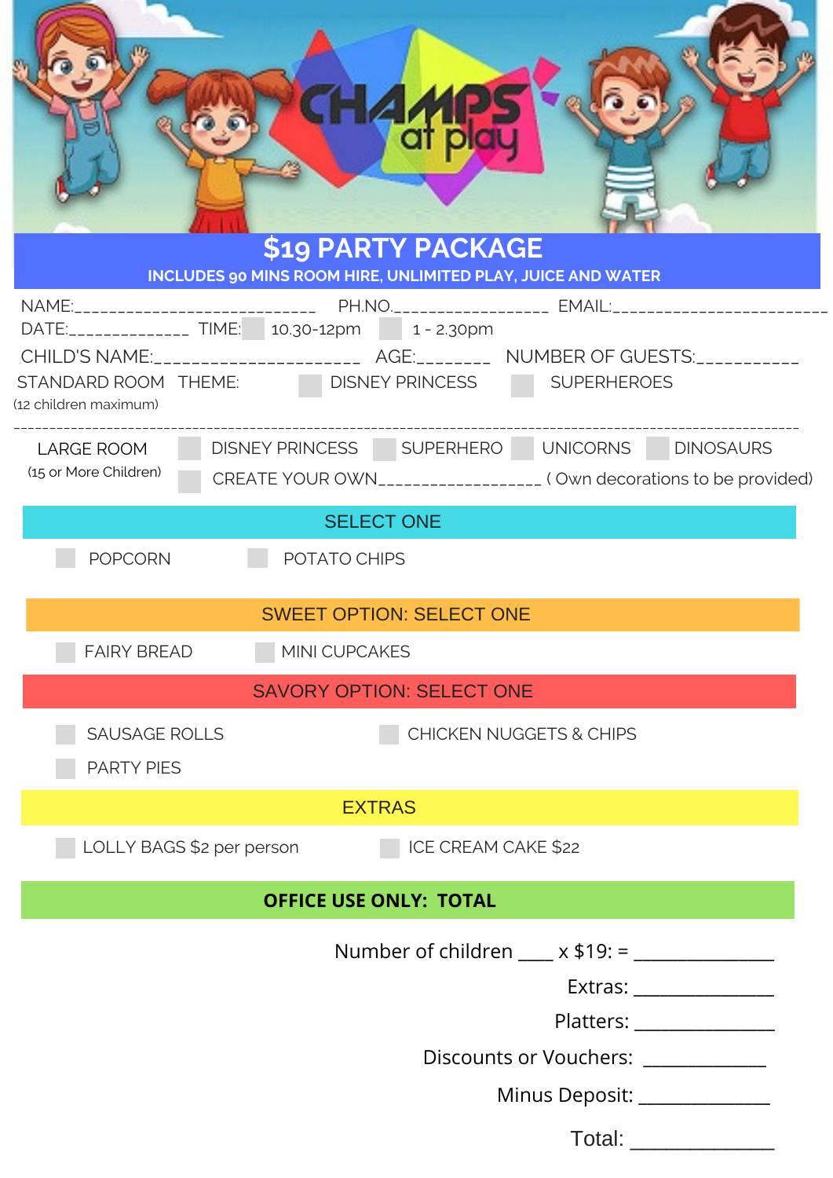# CHAMPS at play

## $19 PARTY PACKAGE

**INCLUDES 90 MINS ROOM HIRE, UNLIMITED PLAY, JUICE AND WATER**

NAME:___________________________ PH.NO._________________ EMAIL:_________________________

DATE:______________ TIME: ☐ 10.30-12pm ☐ 1 - 2.30pm

CHILD'S NAME:______________________ AGE:________ NUMBER OF GUESTS:___________

STANDARD ROOM THEME: ☐ DISNEY PRINCESS ☐ SUPERHEROES
(12 children maximum)

---

LARGE ROOM ☐ DISNEY PRINCESS ☐ SUPERHERO ☐ UNICORNS ☐ DINOSAURS
(15 or More Children) ☐ CREATE YOUR OWN__________________ ( Own decorations to be provided)

### SELECT ONE

☐ POPCORN ☐ POTATO CHIPS

### SWEET OPTION: SELECT ONE

☐ FAIRY BREAD ☐ MINI CUPCAKES

### SAVORY OPTION: SELECT ONE

☐ SAUSAGE ROLLS ☐ CHICKEN NUGGETS & CHIPS
☐ PARTY PIES

### EXTRAS

☐ LOLLY BAGS $2 per person ☐ ICE CREAM CAKE $22

### OFFICE USE ONLY: TOTAL

Number of children ____ x $19: = ______________

Extras: ______________

Platters: ______________

Discounts or Vouchers: ____________

Minus Deposit: ____________

Total: ____________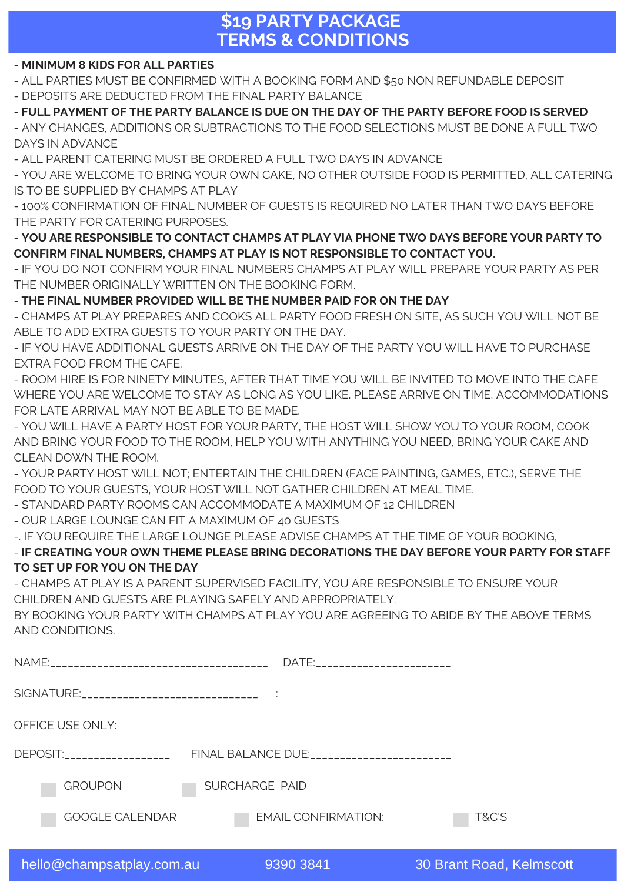# $19 PARTY PACKAGE TERMS & CONDITIONS

- **MINIMUM 8 KIDS FOR ALL PARTIES**
- ALL PARTIES MUST BE CONFIRMED WITH A BOOKING FORM AND $50 NON REFUNDABLE DEPOSIT
- DEPOSITS ARE DEDUCTED FROM THE FINAL PARTY BALANCE
- **FULL PAYMENT OF THE PARTY BALANCE IS DUE ON THE DAY OF THE PARTY BEFORE FOOD IS SERVED**
- ANY CHANGES, ADDITIONS OR SUBTRACTIONS TO THE FOOD SELECTIONS MUST BE DONE A FULL TWO DAYS IN ADVANCE
- ALL PARENT CATERING MUST BE ORDERED A FULL TWO DAYS IN ADVANCE
- YOU ARE WELCOME TO BRING YOUR OWN CAKE, NO OTHER OUTSIDE FOOD IS PERMITTED, ALL CATERING IS TO BE SUPPLIED BY CHAMPS AT PLAY
- 100% CONFIRMATION OF FINAL NUMBER OF GUESTS IS REQUIRED NO LATER THAN TWO DAYS BEFORE THE PARTY FOR CATERING PURPOSES.
- **YOU ARE RESPONSIBLE TO CONTACT CHAMPS AT PLAY VIA PHONE TWO DAYS BEFORE YOUR PARTY TO CONFIRM FINAL NUMBERS, CHAMPS AT PLAY IS NOT RESPONSIBLE TO CONTACT YOU.**
- IF YOU DO NOT CONFIRM YOUR FINAL NUMBERS CHAMPS AT PLAY WILL PREPARE YOUR PARTY AS PER THE NUMBER ORIGINALLY WRITTEN ON THE BOOKING FORM.
- **THE FINAL NUMBER PROVIDED WILL BE THE NUMBER PAID FOR ON THE DAY**
- CHAMPS AT PLAY PREPARES AND COOKS ALL PARTY FOOD FRESH ON SITE, AS SUCH YOU WILL NOT BE ABLE TO ADD EXTRA GUESTS TO YOUR PARTY ON THE DAY.
- IF YOU HAVE ADDITIONAL GUESTS ARRIVE ON THE DAY OF THE PARTY YOU WILL HAVE TO PURCHASE EXTRA FOOD FROM THE CAFE.
- ROOM HIRE IS FOR NINETY MINUTES, AFTER THAT TIME YOU WILL BE INVITED TO MOVE INTO THE CAFE WHERE YOU ARE WELCOME TO STAY AS LONG AS YOU LIKE. PLEASE ARRIVE ON TIME, ACCOMMODATIONS FOR LATE ARRIVAL MAY NOT BE ABLE TO BE MADE.
- YOU WILL HAVE A PARTY HOST FOR YOUR PARTY, THE HOST WILL SHOW YOU TO YOUR ROOM, COOK AND BRING YOUR FOOD TO THE ROOM, HELP YOU WITH ANYTHING YOU NEED, BRING YOUR CAKE AND CLEAN DOWN THE ROOM.
- YOUR PARTY HOST WILL NOT; ENTERTAIN THE CHILDREN (FACE PAINTING, GAMES, ETC.), SERVE THE FOOD TO YOUR GUESTS, YOUR HOST WILL NOT GATHER CHILDREN AT MEAL TIME.
- STANDARD PARTY ROOMS CAN ACCOMMODATE A MAXIMUM OF 12 CHILDREN
- OUR LARGE LOUNGE CAN FIT A MAXIMUM OF 40 GUESTS
-. IF YOU REQUIRE THE LARGE LOUNGE PLEASE ADVISE CHAMPS AT THE TIME OF YOUR BOOKING,
- **IF CREATING YOUR OWN THEME PLEASE BRING DECORATIONS THE DAY BEFORE YOUR PARTY FOR STAFF TO SET UP FOR YOU ON THE DAY**
- CHAMPS AT PLAY IS A PARENT SUPERVISED FACILITY, YOU ARE RESPONSIBLE TO ENSURE YOUR CHILDREN AND GUESTS ARE PLAYING SAFELY AND APPROPRIATELY.

BY BOOKING YOUR PARTY WITH CHAMPS AT PLAY YOU ARE AGREEING TO ABIDE BY THE ABOVE TERMS AND CONDITIONS.

NAME:_____________________________________ DATE:______________________

SIGNATURE:_____________________________ :

OFFICE USE ONLY:

DEPOSIT:_________________ FINAL BALANCE DUE:_______________________

☐ GROUPON ☐ SURCHARGE PAID

☐ GOOGLE CALENDAR ☐ EMAIL CONFIRMATION: ☐ T&C'S

hello@champsatplay.com.au 9390 3841 30 Brant Road, Kelmscott